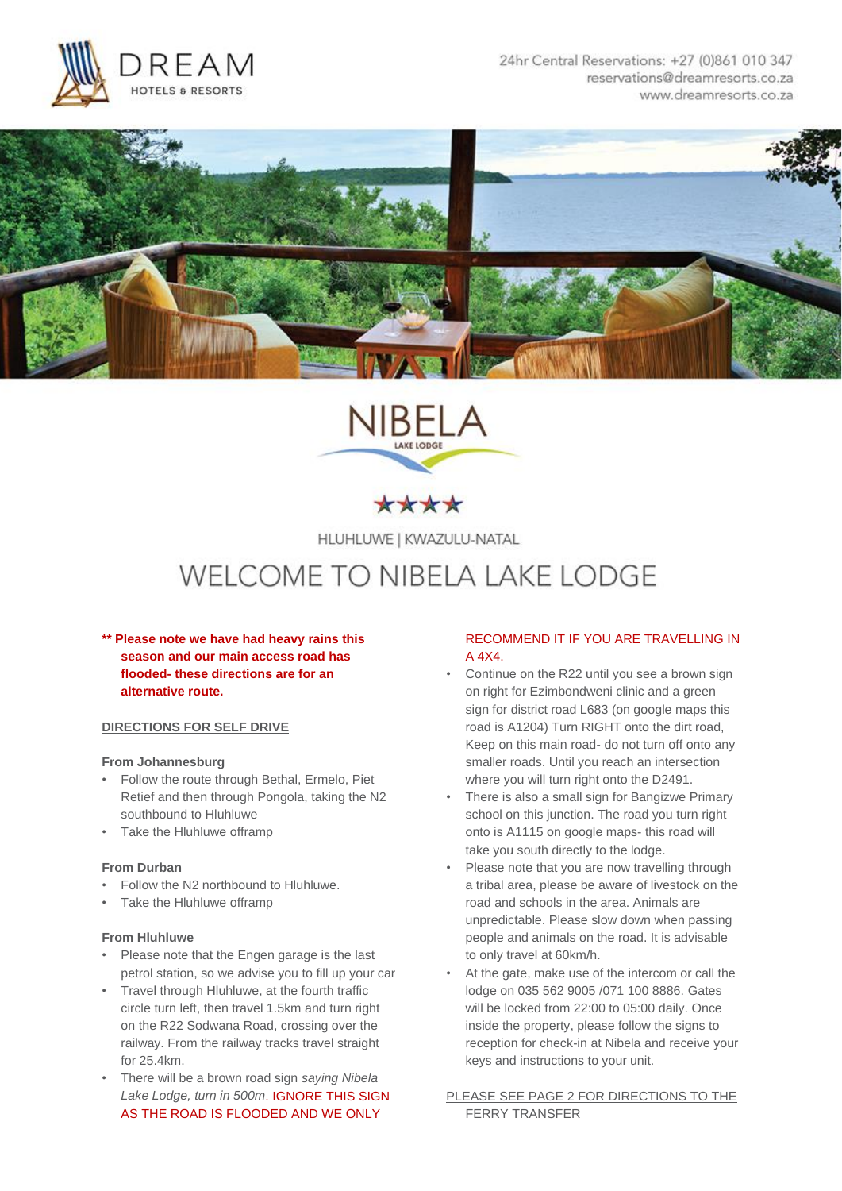DREAM
HOTELS & RESORTS

24hr Central Reservations: +27 (0)861 010 347
reservations@dreamresorts.co.za
www.dreamresorts.co.za

NIBELA
LAKE LODGE

★★★★

HLUHLUWE | KWAZULU-NATAL

# WELCOME TO NIBELA LAKE LODGE

**** Please note we have had heavy rains this season and our main access road has flooded- these directions are for an alternative route.**

## DIRECTIONS FOR SELF DRIVE

### From Johannesburg

- Follow the route through Bethal, Ermelo, Piet Retief and then through Pongola, taking the N2 southbound to Hluhluwe
- Take the Hluhluwe offramp

### From Durban

- Follow the N2 northbound to Hluhluwe.
- Take the Hluhluwe offramp

### From Hluhluwe

- Please note that the Engen garage is the last petrol station, so we advise you to fill up your car
- Travel through Hluhluwe, at the fourth traffic circle turn left, then travel 1.5km and turn right on the R22 Sodwana Road, crossing over the railway. From the railway tracks travel straight for 25.4km.
- There will be a brown road sign *saying Nibela Lake Lodge, turn in 500m*. IGNORE THIS SIGN AS THE ROAD IS FLOODED AND WE ONLY RECOMMEND IT IF YOU ARE TRAVELLING IN A 4X4.
- Continue on the R22 until you see a brown sign on right for Ezimbondweni clinic and a green sign for district road L683 (on google maps this road is A1204) Turn RIGHT onto the dirt road, Keep on this main road- do not turn off onto any smaller roads. Until you reach an intersection where you will turn right onto the D2491.
- There is also a small sign for Bangizwe Primary school on this junction. The road you turn right onto is A1115 on google maps- this road will take you south directly to the lodge.
- Please note that you are now travelling through a tribal area, please be aware of livestock on the road and schools in the area. Animals are unpredictable. Please slow down when passing people and animals on the road. It is advisable to only travel at 60km/h.
- At the gate, make use of the intercom or call the lodge on 035 562 9005 /071 100 8886. Gates will be locked from 22:00 to 05:00 daily. Once inside the property, please follow the signs to reception for check-in at Nibela and receive your keys and instructions to your unit.

PLEASE SEE PAGE 2 FOR DIRECTIONS TO THE FERRY TRANSFER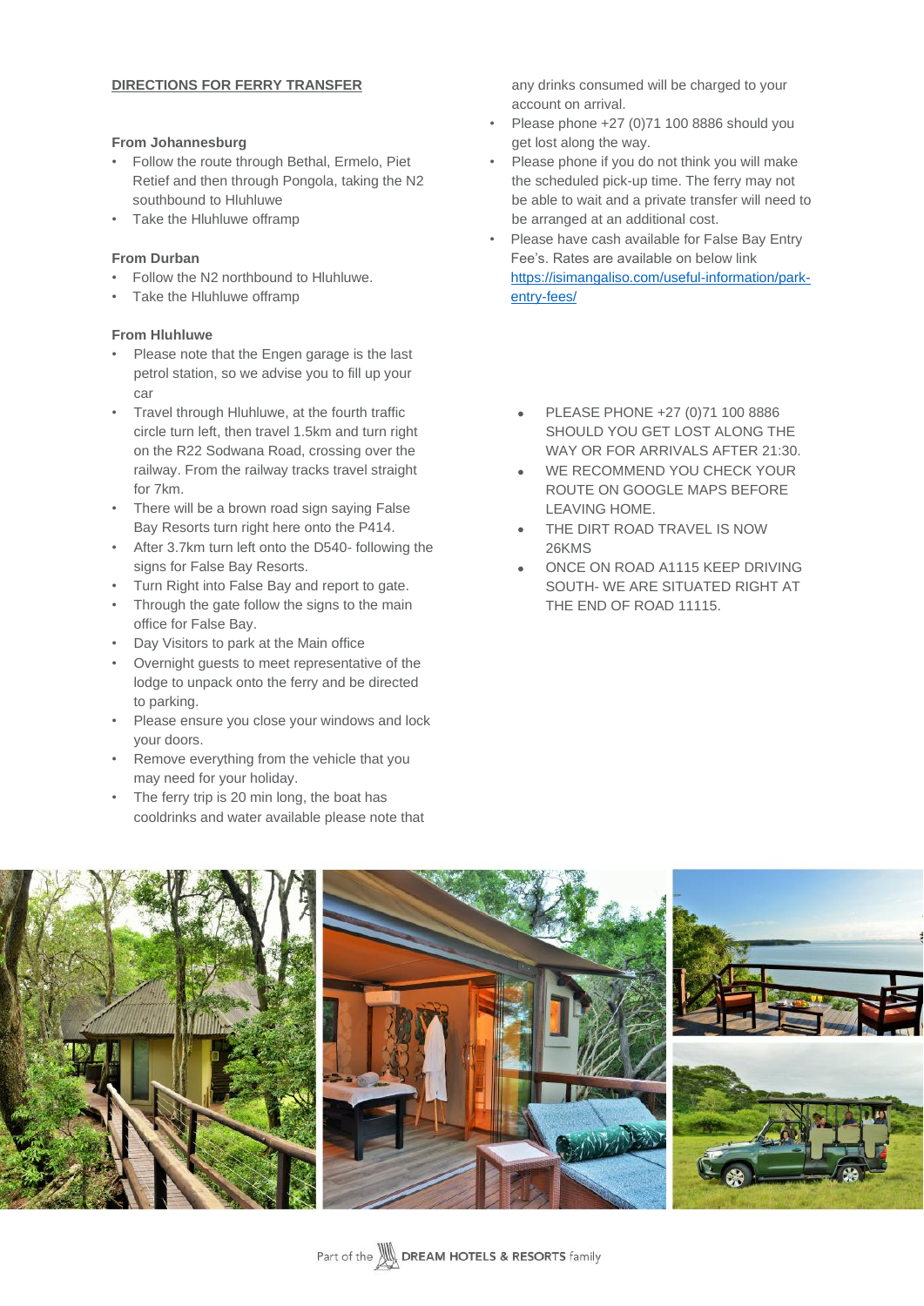## DIRECTIONS FOR FERRY TRANSFER

**From Johannesburg**

- Follow the route through Bethal, Ermelo, Piet Retief and then through Pongola, taking the N2 southbound to Hluhluwe
- Take the Hluhluwe offramp

**From Durban**

- Follow the N2 northbound to Hluhluwe.
- Take the Hluhluwe offramp

**From Hluhluwe**

- Please note that the Engen garage is the last petrol station, so we advise you to fill up your car
- Travel through Hluhluwe, at the fourth traffic circle turn left, then travel 1.5km and turn right on the R22 Sodwana Road, crossing over the railway. From the railway tracks travel straight for 7km.
- There will be a brown road sign saying False Bay Resorts turn right here onto the P414.
- After 3.7km turn left onto the D540- following the signs for False Bay Resorts.
- Turn Right into False Bay and report to gate.
- Through the gate follow the signs to the main office for False Bay.
- Day Visitors to park at the Main office
- Overnight guests to meet representative of the lodge to unpack onto the ferry and be directed to parking.
- Please ensure you close your windows and lock your doors.
- Remove everything from the vehicle that you may need for your holiday.
- The ferry trip is 20 min long, the boat has cooldrinks and water available please note that any drinks consumed will be charged to your account on arrival.
- Please phone +27 (0)71 100 8886 should you get lost along the way.
- Please phone if you do not think you will make the scheduled pick-up time. The ferry may not be able to wait and a private transfer will need to be arranged at an additional cost.
- Please have cash available for False Bay Entry Fee's. Rates are available on below link https://isimangaliso.com/useful-information/park-entry-fees/

- PLEASE PHONE +27 (0)71 100 8886 SHOULD YOU GET LOST ALONG THE WAY OR FOR ARRIVALS AFTER 21:30.
- WE RECOMMEND YOU CHECK YOUR ROUTE ON GOOGLE MAPS BEFORE LEAVING HOME.
- THE DIRT ROAD TRAVEL IS NOW 26KMS
- ONCE ON ROAD A1115 KEEP DRIVING SOUTH- WE ARE SITUATED RIGHT AT THE END OF ROAD 11115.